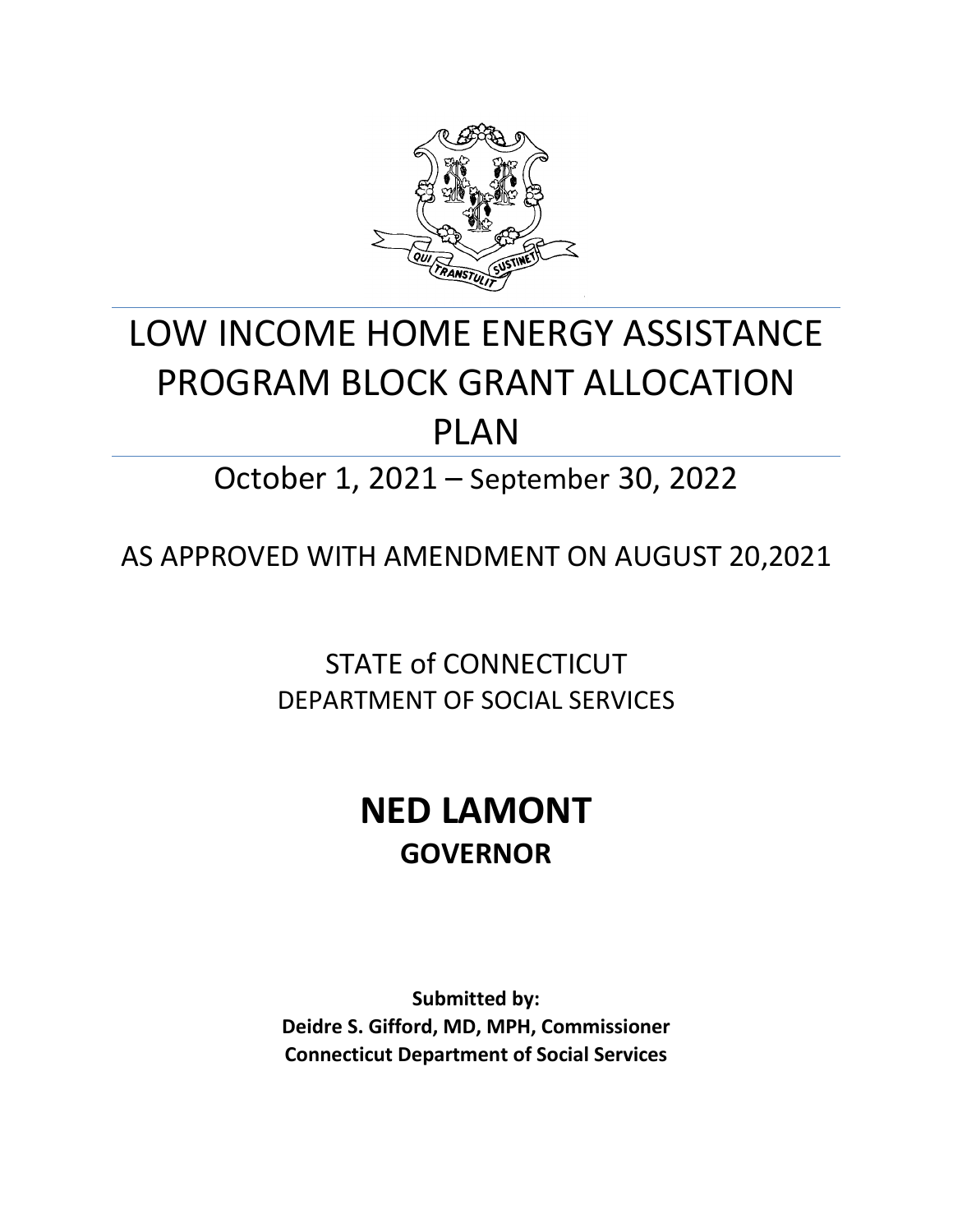# LOW INCOME HOME ENERGY ASSISTANCE PROGRAM BLOCK GRANT ALLOCATION PLAN

## October 1, 2021 – September 30, 2022

AS APPROVED WITH AMENDMENT ON AUGUST 20,2021

STATE of CONNECTICUT
DEPARTMENT OF SOCIAL SERVICES

# NED LAMONT
## GOVERNOR

**Submitted by:**
**Deidre S. Gifford, MD, MPH, Commissioner**
**Connecticut Department of Social Services**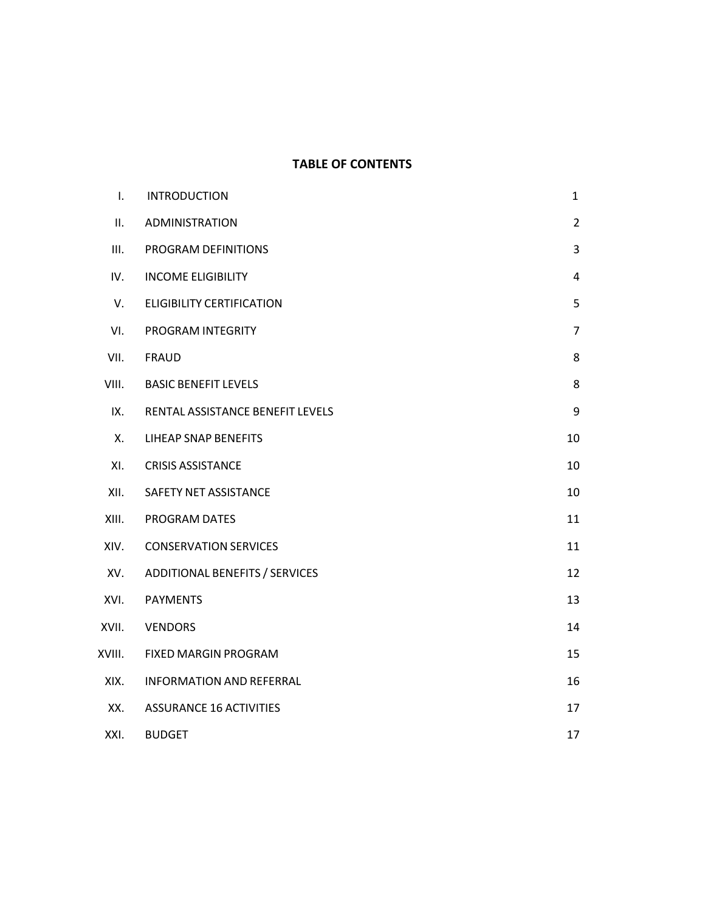# TABLE OF CONTENTS

| | | |
|---|---|---|
| I. | INTRODUCTION | 1 |
| II. | ADMINISTRATION | 2 |
| III. | PROGRAM DEFINITIONS | 3 |
| IV. | INCOME ELIGIBILITY | 4 |
| V. | ELIGIBILITY CERTIFICATION | 5 |
| VI. | PROGRAM INTEGRITY | 7 |
| VII. | FRAUD | 8 |
| VIII. | BASIC BENEFIT LEVELS | 8 |
| IX. | RENTAL ASSISTANCE BENEFIT LEVELS | 9 |
| X. | LIHEAP SNAP BENEFITS | 10 |
| XI. | CRISIS ASSISTANCE | 10 |
| XII. | SAFETY NET ASSISTANCE | 10 |
| XIII. | PROGRAM DATES | 11 |
| XIV. | CONSERVATION SERVICES | 11 |
| XV. | ADDITIONAL BENEFITS / SERVICES | 12 |
| XVI. | PAYMENTS | 13 |
| XVII. | VENDORS | 14 |
| XVIII. | FIXED MARGIN PROGRAM | 15 |
| XIX. | INFORMATION AND REFERRAL | 16 |
| XX. | ASSURANCE 16 ACTIVITIES | 17 |
| XXI. | BUDGET | 17 |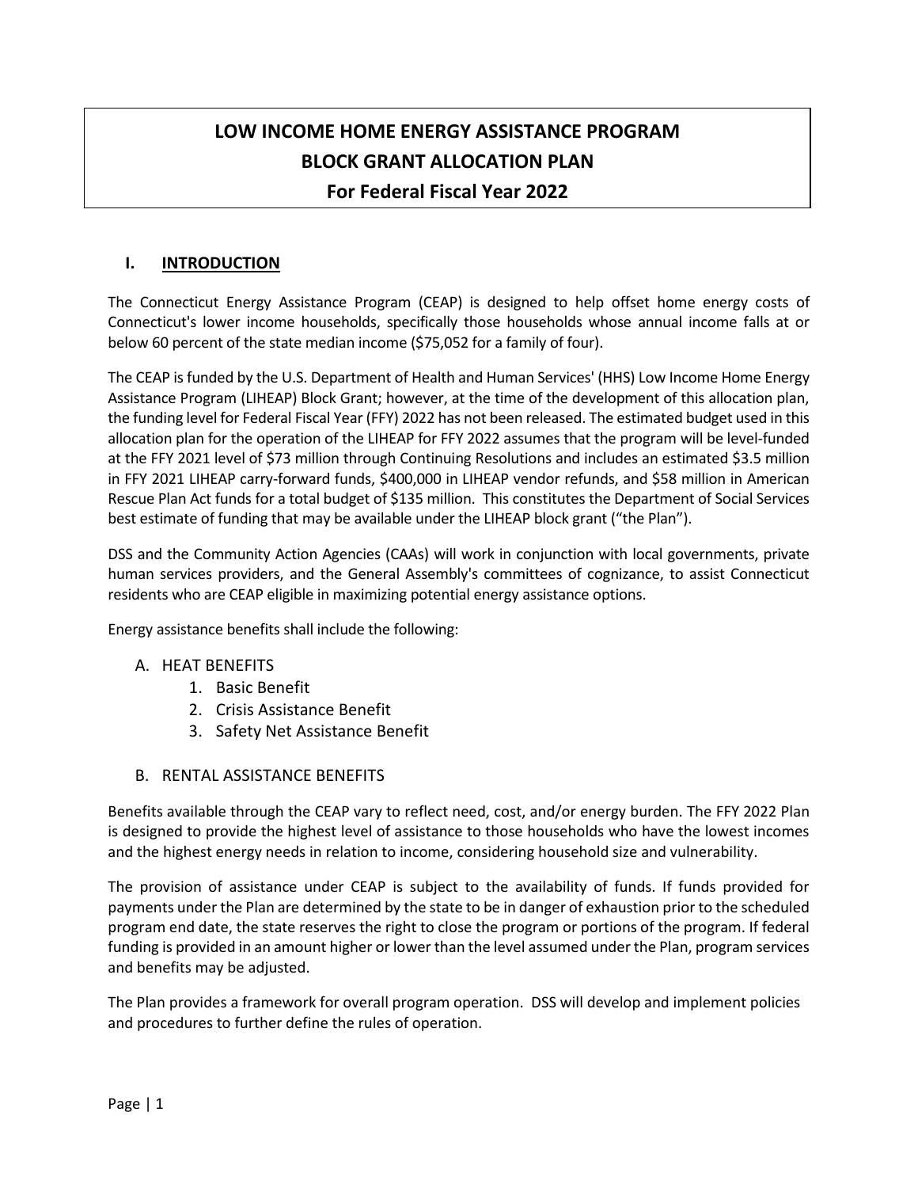# LOW INCOME HOME ENERGY ASSISTANCE PROGRAM
# BLOCK GRANT ALLOCATION PLAN
# For Federal Fiscal Year 2022

## I. INTRODUCTION

The Connecticut Energy Assistance Program (CEAP) is designed to help offset home energy costs of Connecticut's lower income households, specifically those households whose annual income falls at or below 60 percent of the state median income ($75,052 for a family of four).

The CEAP is funded by the U.S. Department of Health and Human Services' (HHS) Low Income Home Energy Assistance Program (LIHEAP) Block Grant; however, at the time of the development of this allocation plan, the funding level for Federal Fiscal Year (FFY) 2022 has not been released. The estimated budget used in this allocation plan for the operation of the LIHEAP for FFY 2022 assumes that the program will be level-funded at the FFY 2021 level of $73 million through Continuing Resolutions and includes an estimated $3.5 million in FFY 2021 LIHEAP carry-forward funds, $400,000 in LIHEAP vendor refunds, and $58 million in American Rescue Plan Act funds for a total budget of $135 million. This constitutes the Department of Social Services best estimate of funding that may be available under the LIHEAP block grant ("the Plan").

DSS and the Community Action Agencies (CAAs) will work in conjunction with local governments, private human services providers, and the General Assembly's committees of cognizance, to assist Connecticut residents who are CEAP eligible in maximizing potential energy assistance options.

Energy assistance benefits shall include the following:

A. HEAT BENEFITS
   1. Basic Benefit
   2. Crisis Assistance Benefit
   3. Safety Net Assistance Benefit

B. RENTAL ASSISTANCE BENEFITS

Benefits available through the CEAP vary to reflect need, cost, and/or energy burden. The FFY 2022 Plan is designed to provide the highest level of assistance to those households who have the lowest incomes and the highest energy needs in relation to income, considering household size and vulnerability.

The provision of assistance under CEAP is subject to the availability of funds. If funds provided for payments under the Plan are determined by the state to be in danger of exhaustion prior to the scheduled program end date, the state reserves the right to close the program or portions of the program. If federal funding is provided in an amount higher or lower than the level assumed under the Plan, program services and benefits may be adjusted.

The Plan provides a framework for overall program operation. DSS will develop and implement policies and procedures to further define the rules of operation.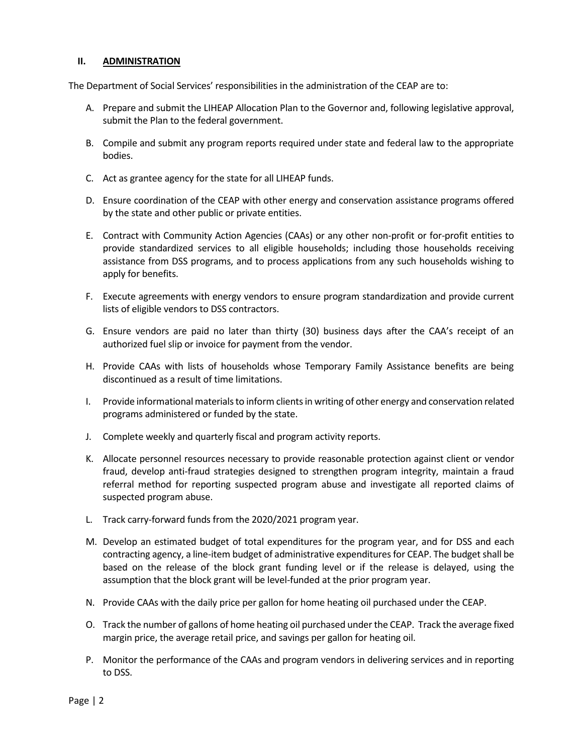## II. ADMINISTRATION

The Department of Social Services' responsibilities in the administration of the CEAP are to:

A. Prepare and submit the LIHEAP Allocation Plan to the Governor and, following legislative approval, submit the Plan to the federal government.

B. Compile and submit any program reports required under state and federal law to the appropriate bodies.

C. Act as grantee agency for the state for all LIHEAP funds.

D. Ensure coordination of the CEAP with other energy and conservation assistance programs offered by the state and other public or private entities.

E. Contract with Community Action Agencies (CAAs) or any other non-profit or for-profit entities to provide standardized services to all eligible households; including those households receiving assistance from DSS programs, and to process applications from any such households wishing to apply for benefits.

F. Execute agreements with energy vendors to ensure program standardization and provide current lists of eligible vendors to DSS contractors.

G. Ensure vendors are paid no later than thirty (30) business days after the CAA's receipt of an authorized fuel slip or invoice for payment from the vendor.

H. Provide CAAs with lists of households whose Temporary Family Assistance benefits are being discontinued as a result of time limitations.

I. Provide informational materials to inform clients in writing of other energy and conservation related programs administered or funded by the state.

J. Complete weekly and quarterly fiscal and program activity reports.

K. Allocate personnel resources necessary to provide reasonable protection against client or vendor fraud, develop anti-fraud strategies designed to strengthen program integrity, maintain a fraud referral method for reporting suspected program abuse and investigate all reported claims of suspected program abuse.

L. Track carry-forward funds from the 2020/2021 program year.

M. Develop an estimated budget of total expenditures for the program year, and for DSS and each contracting agency, a line-item budget of administrative expenditures for CEAP. The budget shall be based on the release of the block grant funding level or if the release is delayed, using the assumption that the block grant will be level-funded at the prior program year.

N. Provide CAAs with the daily price per gallon for home heating oil purchased under the CEAP.

O. Track the number of gallons of home heating oil purchased under the CEAP. Track the average fixed margin price, the average retail price, and savings per gallon for heating oil.

P. Monitor the performance of the CAAs and program vendors in delivering services and in reporting to DSS.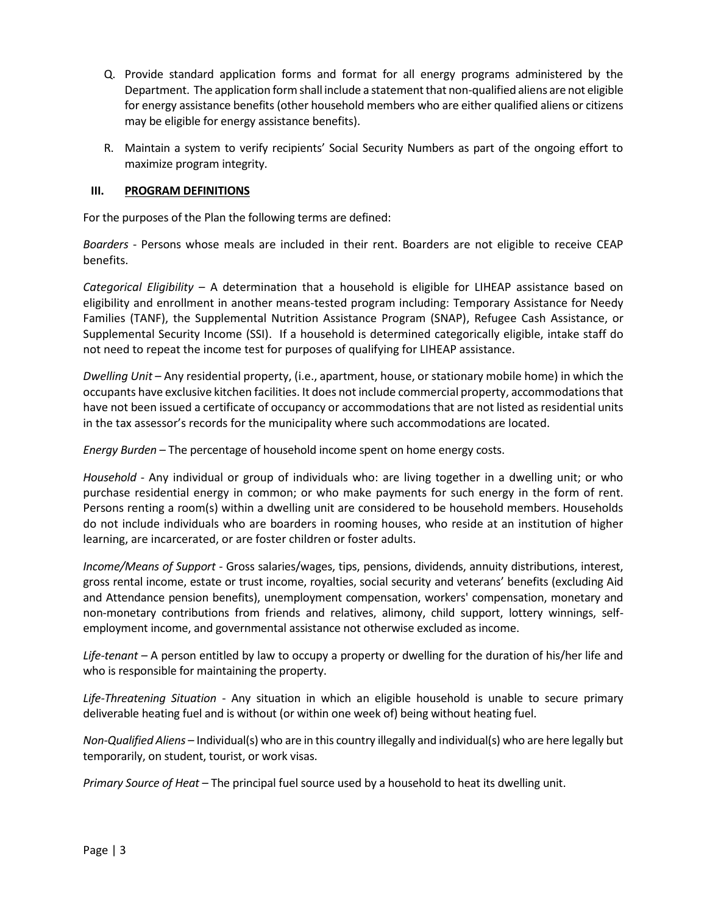Q. Provide standard application forms and format for all energy programs administered by the Department. The application form shall include a statement that non-qualified aliens are not eligible for energy assistance benefits (other household members who are either qualified aliens or citizens may be eligible for energy assistance benefits).

R. Maintain a system to verify recipients' Social Security Numbers as part of the ongoing effort to maximize program integrity.

## III. PROGRAM DEFINITIONS

For the purposes of the Plan the following terms are defined:

*Boarders* - Persons whose meals are included in their rent. Boarders are not eligible to receive CEAP benefits.

*Categorical Eligibility* – A determination that a household is eligible for LIHEAP assistance based on eligibility and enrollment in another means-tested program including: Temporary Assistance for Needy Families (TANF), the Supplemental Nutrition Assistance Program (SNAP), Refugee Cash Assistance, or Supplemental Security Income (SSI). If a household is determined categorically eligible, intake staff do not need to repeat the income test for purposes of qualifying for LIHEAP assistance.

*Dwelling Unit* – Any residential property, (i.e., apartment, house, or stationary mobile home) in which the occupants have exclusive kitchen facilities. It does not include commercial property, accommodations that have not been issued a certificate of occupancy or accommodations that are not listed as residential units in the tax assessor's records for the municipality where such accommodations are located.

*Energy Burden* – The percentage of household income spent on home energy costs.

*Household* - Any individual or group of individuals who: are living together in a dwelling unit; or who purchase residential energy in common; or who make payments for such energy in the form of rent. Persons renting a room(s) within a dwelling unit are considered to be household members. Households do not include individuals who are boarders in rooming houses, who reside at an institution of higher learning, are incarcerated, or are foster children or foster adults.

*Income/Means of Support* - Gross salaries/wages, tips, pensions, dividends, annuity distributions, interest, gross rental income, estate or trust income, royalties, social security and veterans' benefits (excluding Aid and Attendance pension benefits), unemployment compensation, workers' compensation, monetary and non-monetary contributions from friends and relatives, alimony, child support, lottery winnings, self-employment income, and governmental assistance not otherwise excluded as income.

*Life-tenant* – A person entitled by law to occupy a property or dwelling for the duration of his/her life and who is responsible for maintaining the property.

*Life-Threatening Situation* - Any situation in which an eligible household is unable to secure primary deliverable heating fuel and is without (or within one week of) being without heating fuel.

*Non-Qualified Aliens* – Individual(s) who are in this country illegally and individual(s) who are here legally but temporarily, on student, tourist, or work visas.

*Primary Source of Heat* – The principal fuel source used by a household to heat its dwelling unit.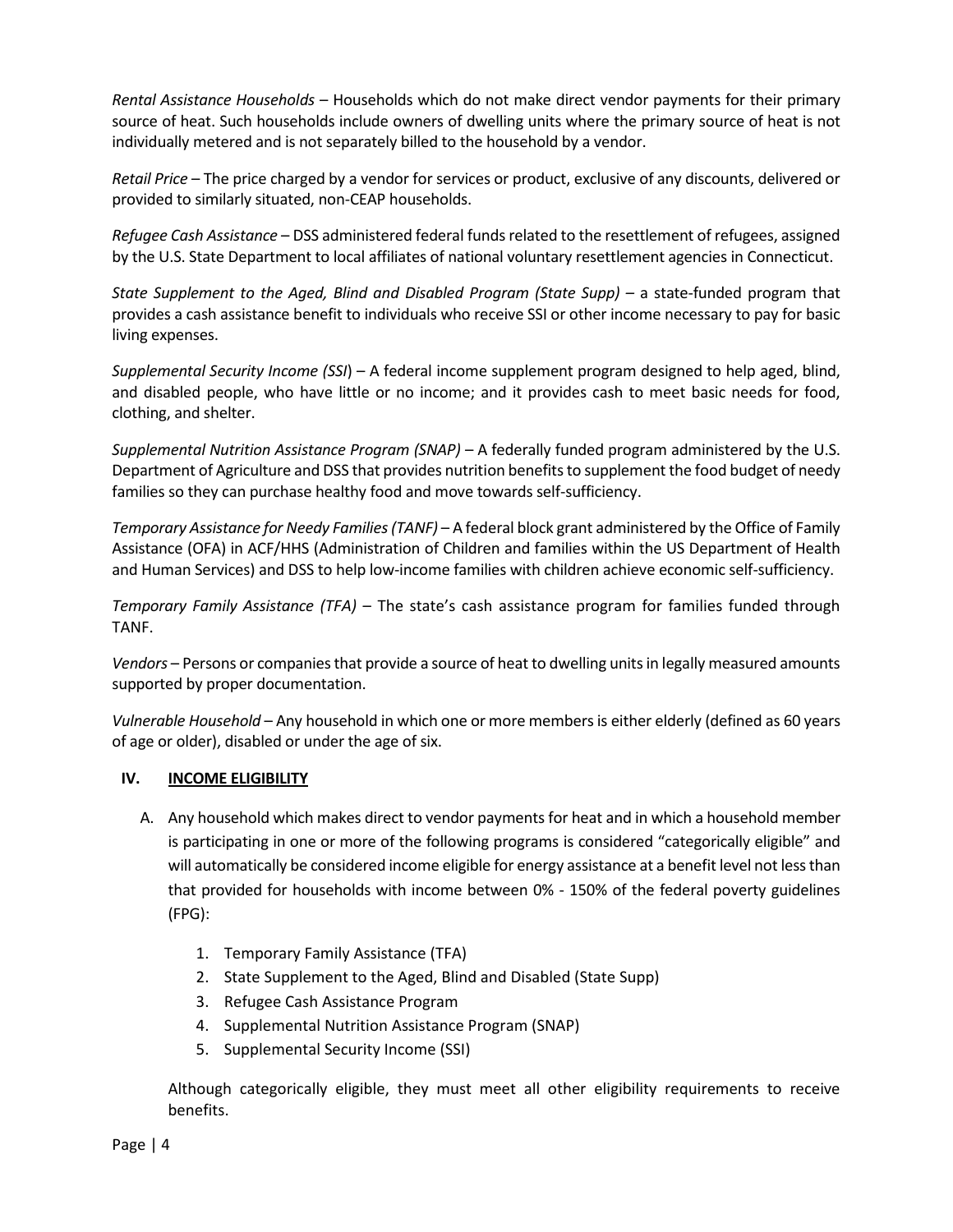*Rental Assistance Households* – Households which do not make direct vendor payments for their primary source of heat. Such households include owners of dwelling units where the primary source of heat is not individually metered and is not separately billed to the household by a vendor.

*Retail Price* – The price charged by a vendor for services or product, exclusive of any discounts, delivered or provided to similarly situated, non-CEAP households.

*Refugee Cash Assistance* – DSS administered federal funds related to the resettlement of refugees, assigned by the U.S. State Department to local affiliates of national voluntary resettlement agencies in Connecticut.

*State Supplement to the Aged, Blind and Disabled Program (State Supp)* – a state-funded program that provides a cash assistance benefit to individuals who receive SSI or other income necessary to pay for basic living expenses.

*Supplemental Security Income (SSI)* – A federal income supplement program designed to help aged, blind, and disabled people, who have little or no income; and it provides cash to meet basic needs for food, clothing, and shelter.

*Supplemental Nutrition Assistance Program (SNAP)* – A federally funded program administered by the U.S. Department of Agriculture and DSS that provides nutrition benefits to supplement the food budget of needy families so they can purchase healthy food and move towards self-sufficiency.

*Temporary Assistance for Needy Families (TANF)* – A federal block grant administered by the Office of Family Assistance (OFA) in ACF/HHS (Administration of Children and families within the US Department of Health and Human Services) and DSS to help low-income families with children achieve economic self-sufficiency.

*Temporary Family Assistance (TFA)* – The state's cash assistance program for families funded through TANF.

*Vendors* – Persons or companies that provide a source of heat to dwelling units in legally measured amounts supported by proper documentation.

*Vulnerable Household* – Any household in which one or more members is either elderly (defined as 60 years of age or older), disabled or under the age of six.

## IV. INCOME ELIGIBILITY

A. Any household which makes direct to vendor payments for heat and in which a household member is participating in one or more of the following programs is considered "categorically eligible" and will automatically be considered income eligible for energy assistance at a benefit level not less than that provided for households with income between 0% - 150% of the federal poverty guidelines (FPG):

   1. Temporary Family Assistance (TFA)
   2. State Supplement to the Aged, Blind and Disabled (State Supp)
   3. Refugee Cash Assistance Program
   4. Supplemental Nutrition Assistance Program (SNAP)
   5. Supplemental Security Income (SSI)

   Although categorically eligible, they must meet all other eligibility requirements to receive benefits.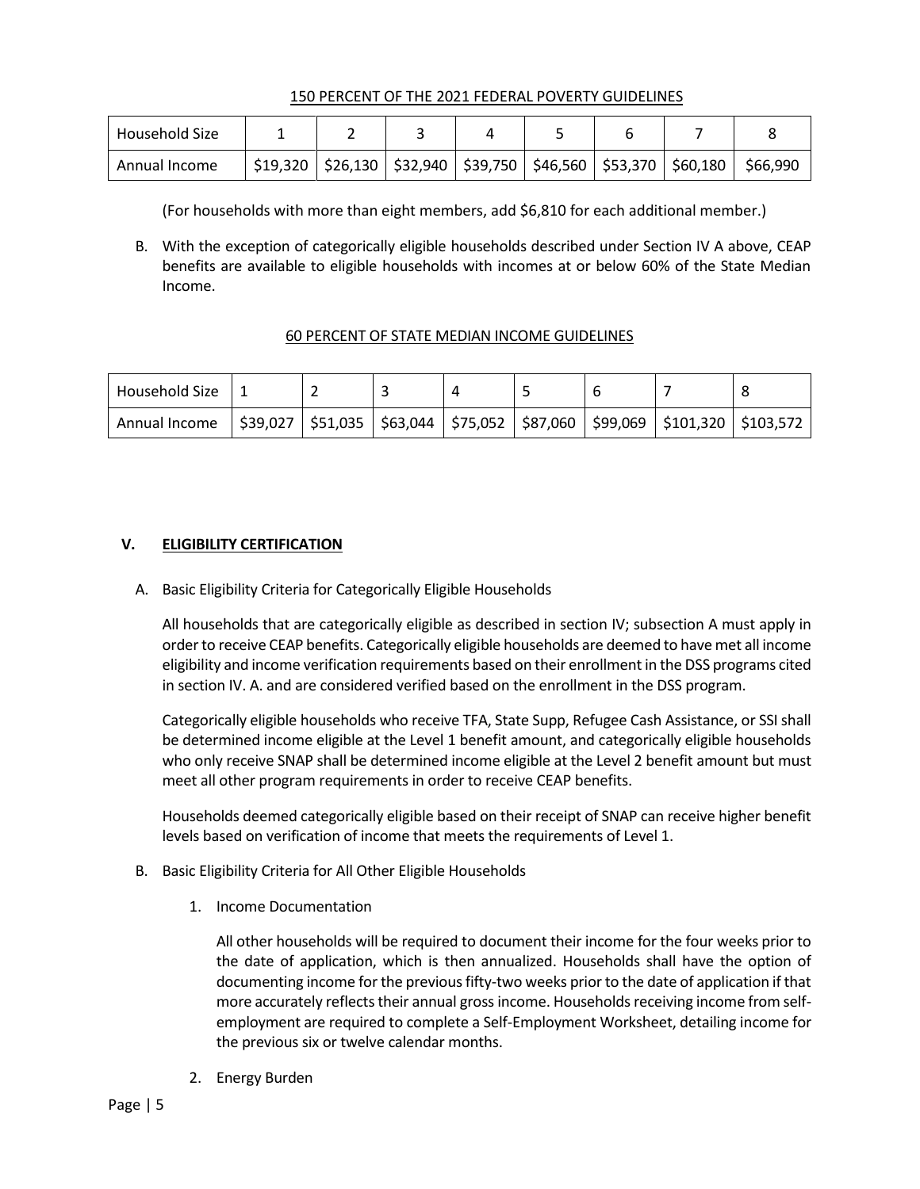150 PERCENT OF THE 2021 FEDERAL POVERTY GUIDELINES

| Household Size | 1 | 2 | 3 | 4 | 5 | 6 | 7 | 8 |
|---|---|---|---|---|---|---|---|---|
| Annual Income | $19,320 | $26,130 | $32,940 | $39,750 | $46,560 | $53,370 | $60,180 | $66,990 |

(For households with more than eight members, add $6,810 for each additional member.)

B. With the exception of categorically eligible households described under Section IV A above, CEAP benefits are available to eligible households with incomes at or below 60% of the State Median Income.

60 PERCENT OF STATE MEDIAN INCOME GUIDELINES

| Household Size | 1 | 2 | 3 | 4 | 5 | 6 | 7 | 8 |
|---|---|---|---|---|---|---|---|---|
| Annual Income | $39,027 | $51,035 | $63,044 | $75,052 | $87,060 | $99,069 | $101,320 | $103,572 |

## V. ELIGIBILITY CERTIFICATION

A. Basic Eligibility Criteria for Categorically Eligible Households

All households that are categorically eligible as described in section IV; subsection A must apply in order to receive CEAP benefits. Categorically eligible households are deemed to have met all income eligibility and income verification requirements based on their enrollment in the DSS programs cited in section IV. A. and are considered verified based on the enrollment in the DSS program.

Categorically eligible households who receive TFA, State Supp, Refugee Cash Assistance, or SSI shall be determined income eligible at the Level 1 benefit amount, and categorically eligible households who only receive SNAP shall be determined income eligible at the Level 2 benefit amount but must meet all other program requirements in order to receive CEAP benefits.

Households deemed categorically eligible based on their receipt of SNAP can receive higher benefit levels based on verification of income that meets the requirements of Level 1.

B. Basic Eligibility Criteria for All Other Eligible Households

1. Income Documentation

   All other households will be required to document their income for the four weeks prior to the date of application, which is then annualized. Households shall have the option of documenting income for the previous fifty-two weeks prior to the date of application if that more accurately reflects their annual gross income. Households receiving income from self-employment are required to complete a Self-Employment Worksheet, detailing income for the previous six or twelve calendar months.

2. Energy Burden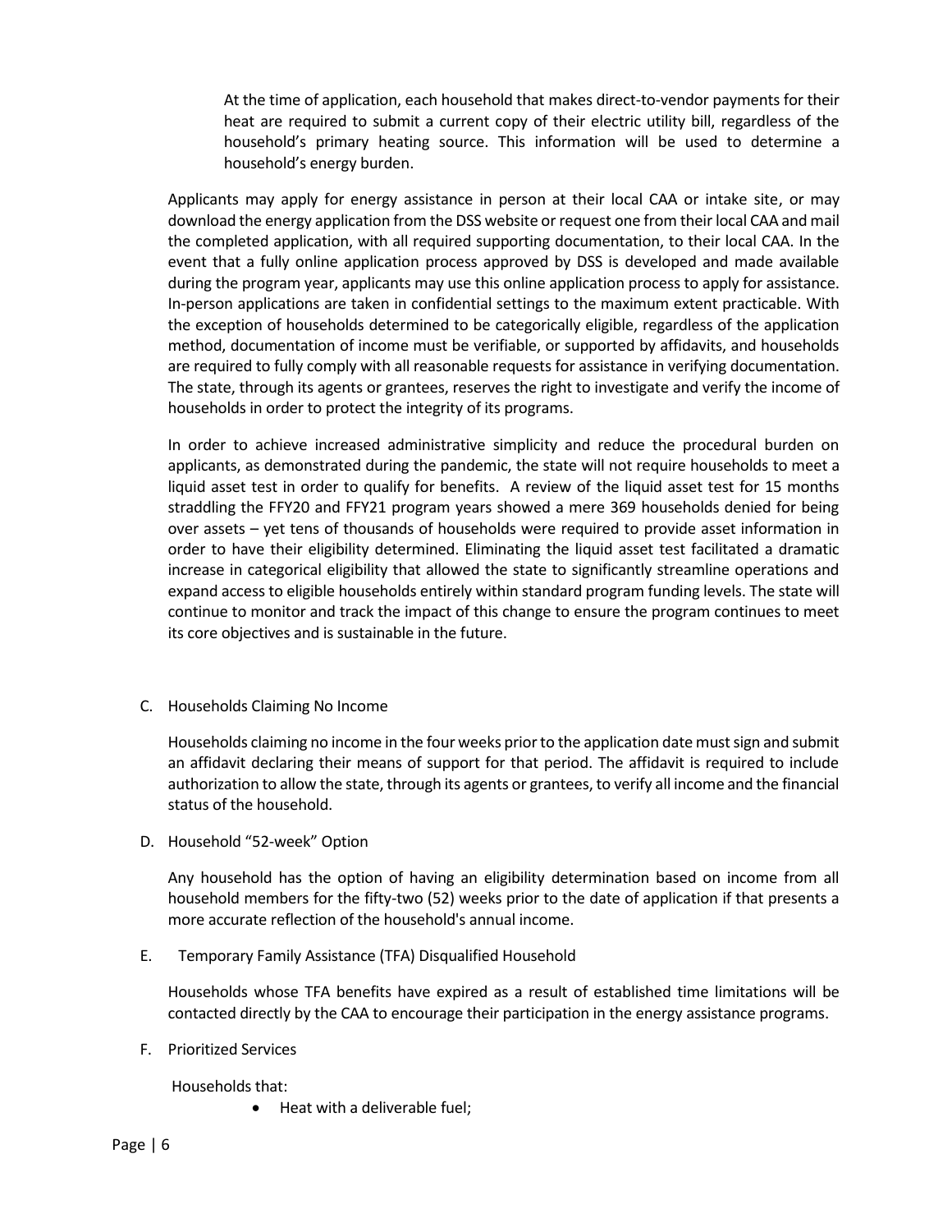At the time of application, each household that makes direct-to-vendor payments for their heat are required to submit a current copy of their electric utility bill, regardless of the household's primary heating source. This information will be used to determine a household's energy burden.

Applicants may apply for energy assistance in person at their local CAA or intake site, or may download the energy application from the DSS website or request one from their local CAA and mail the completed application, with all required supporting documentation, to their local CAA. In the event that a fully online application process approved by DSS is developed and made available during the program year, applicants may use this online application process to apply for assistance. In-person applications are taken in confidential settings to the maximum extent practicable. With the exception of households determined to be categorically eligible, regardless of the application method, documentation of income must be verifiable, or supported by affidavits, and households are required to fully comply with all reasonable requests for assistance in verifying documentation. The state, through its agents or grantees, reserves the right to investigate and verify the income of households in order to protect the integrity of its programs.

In order to achieve increased administrative simplicity and reduce the procedural burden on applicants, as demonstrated during the pandemic, the state will not require households to meet a liquid asset test in order to qualify for benefits. A review of the liquid asset test for 15 months straddling the FFY20 and FFY21 program years showed a mere 369 households denied for being over assets – yet tens of thousands of households were required to provide asset information in order to have their eligibility determined. Eliminating the liquid asset test facilitated a dramatic increase in categorical eligibility that allowed the state to significantly streamline operations and expand access to eligible households entirely within standard program funding levels. The state will continue to monitor and track the impact of this change to ensure the program continues to meet its core objectives and is sustainable in the future.

C. Households Claiming No Income

Households claiming no income in the four weeks prior to the application date must sign and submit an affidavit declaring their means of support for that period. The affidavit is required to include authorization to allow the state, through its agents or grantees, to verify all income and the financial status of the household.

D. Household "52-week" Option

Any household has the option of having an eligibility determination based on income from all household members for the fifty-two (52) weeks prior to the date of application if that presents a more accurate reflection of the household's annual income.

E. Temporary Family Assistance (TFA) Disqualified Household

Households whose TFA benefits have expired as a result of established time limitations will be contacted directly by the CAA to encourage their participation in the energy assistance programs.

F. Prioritized Services

Households that:

- Heat with a deliverable fuel;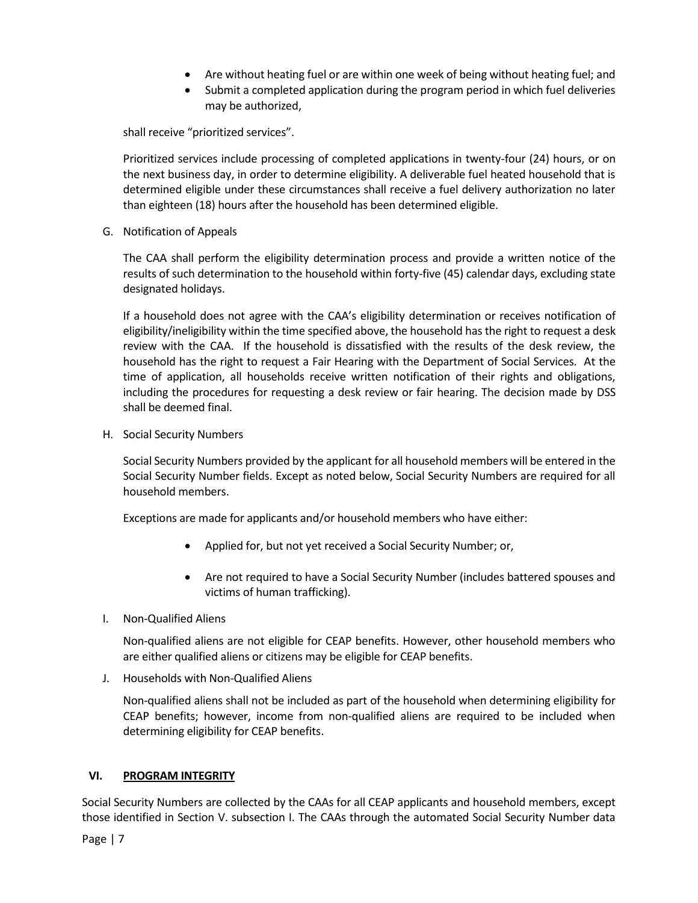- Are without heating fuel or are within one week of being without heating fuel; and
- Submit a completed application during the program period in which fuel deliveries may be authorized,

shall receive "prioritized services".

Prioritized services include processing of completed applications in twenty-four (24) hours, or on the next business day, in order to determine eligibility. A deliverable fuel heated household that is determined eligible under these circumstances shall receive a fuel delivery authorization no later than eighteen (18) hours after the household has been determined eligible.

G. Notification of Appeals

The CAA shall perform the eligibility determination process and provide a written notice of the results of such determination to the household within forty-five (45) calendar days, excluding state designated holidays.

If a household does not agree with the CAA's eligibility determination or receives notification of eligibility/ineligibility within the time specified above, the household has the right to request a desk review with the CAA. If the household is dissatisfied with the results of the desk review, the household has the right to request a Fair Hearing with the Department of Social Services. At the time of application, all households receive written notification of their rights and obligations, including the procedures for requesting a desk review or fair hearing. The decision made by DSS shall be deemed final.

H. Social Security Numbers

Social Security Numbers provided by the applicant for all household members will be entered in the Social Security Number fields. Except as noted below, Social Security Numbers are required for all household members.

Exceptions are made for applicants and/or household members who have either:

- Applied for, but not yet received a Social Security Number; or,
- Are not required to have a Social Security Number (includes battered spouses and victims of human trafficking).

I. Non-Qualified Aliens

Non-qualified aliens are not eligible for CEAP benefits. However, other household members who are either qualified aliens or citizens may be eligible for CEAP benefits.

J. Households with Non-Qualified Aliens

Non-qualified aliens shall not be included as part of the household when determining eligibility for CEAP benefits; however, income from non-qualified aliens are required to be included when determining eligibility for CEAP benefits.

## VI. PROGRAM INTEGRITY

Social Security Numbers are collected by the CAAs for all CEAP applicants and household members, except those identified in Section V. subsection I. The CAAs through the automated Social Security Number data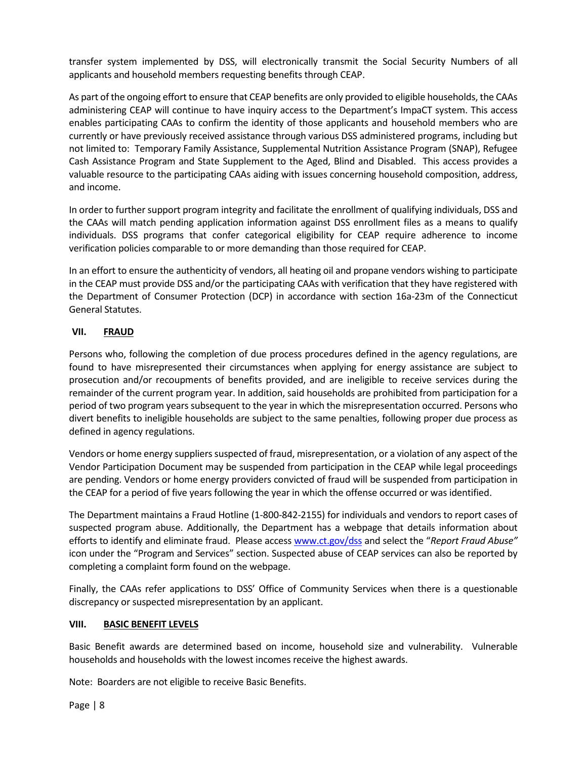transfer system implemented by DSS, will electronically transmit the Social Security Numbers of all applicants and household members requesting benefits through CEAP.

As part of the ongoing effort to ensure that CEAP benefits are only provided to eligible households, the CAAs administering CEAP will continue to have inquiry access to the Department's ImpaCT system. This access enables participating CAAs to confirm the identity of those applicants and household members who are currently or have previously received assistance through various DSS administered programs, including but not limited to: Temporary Family Assistance, Supplemental Nutrition Assistance Program (SNAP), Refugee Cash Assistance Program and State Supplement to the Aged, Blind and Disabled. This access provides a valuable resource to the participating CAAs aiding with issues concerning household composition, address, and income.

In order to further support program integrity and facilitate the enrollment of qualifying individuals, DSS and the CAAs will match pending application information against DSS enrollment files as a means to qualify individuals. DSS programs that confer categorical eligibility for CEAP require adherence to income verification policies comparable to or more demanding than those required for CEAP.

In an effort to ensure the authenticity of vendors, all heating oil and propane vendors wishing to participate in the CEAP must provide DSS and/or the participating CAAs with verification that they have registered with the Department of Consumer Protection (DCP) in accordance with section 16a-23m of the Connecticut General Statutes.

## VII. FRAUD

Persons who, following the completion of due process procedures defined in the agency regulations, are found to have misrepresented their circumstances when applying for energy assistance are subject to prosecution and/or recoupments of benefits provided, and are ineligible to receive services during the remainder of the current program year. In addition, said households are prohibited from participation for a period of two program years subsequent to the year in which the misrepresentation occurred. Persons who divert benefits to ineligible households are subject to the same penalties, following proper due process as defined in agency regulations.

Vendors or home energy suppliers suspected of fraud, misrepresentation, or a violation of any aspect of the Vendor Participation Document may be suspended from participation in the CEAP while legal proceedings are pending. Vendors or home energy providers convicted of fraud will be suspended from participation in the CEAP for a period of five years following the year in which the offense occurred or was identified.

The Department maintains a Fraud Hotline (1-800-842-2155) for individuals and vendors to report cases of suspected program abuse. Additionally, the Department has a webpage that details information about efforts to identify and eliminate fraud. Please access www.ct.gov/dss and select the "*Report Fraud Abuse"* icon under the "Program and Services" section. Suspected abuse of CEAP services can also be reported by completing a complaint form found on the webpage.

Finally, the CAAs refer applications to DSS' Office of Community Services when there is a questionable discrepancy or suspected misrepresentation by an applicant.

## VIII. BASIC BENEFIT LEVELS

Basic Benefit awards are determined based on income, household size and vulnerability. Vulnerable households and households with the lowest incomes receive the highest awards.

Note: Boarders are not eligible to receive Basic Benefits.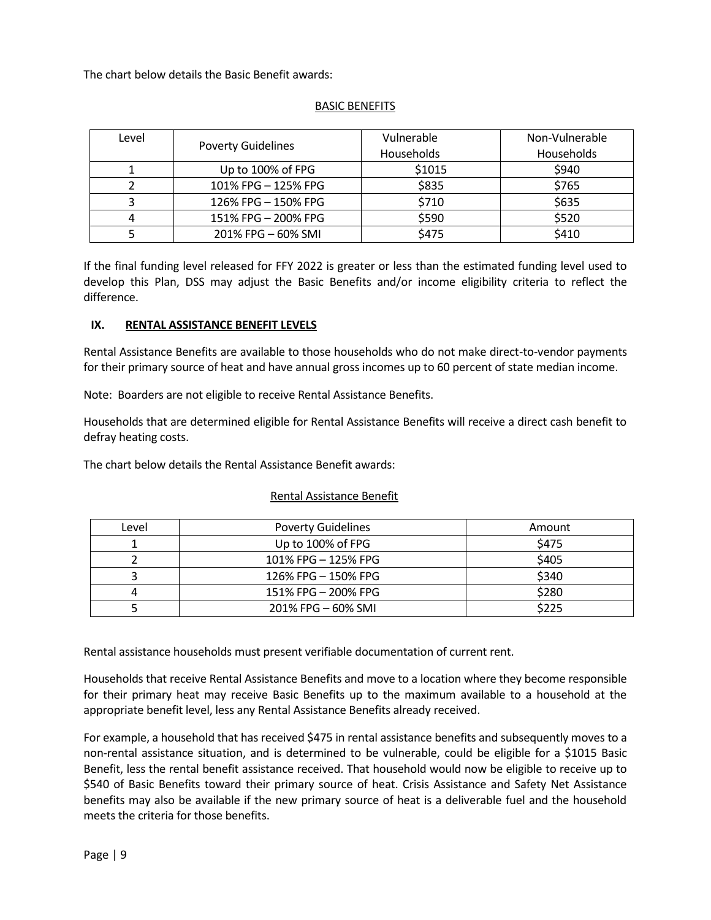The chart below details the Basic Benefit awards:

BASIC BENEFITS

| Level | Poverty Guidelines | Vulnerable Households | Non-Vulnerable Households |
|---|---|---|---|
| 1 | Up to 100% of FPG | $1015 | $940 |
| 2 | 101% FPG – 125% FPG | $835 | $765 |
| 3 | 126% FPG – 150% FPG | $710 | $635 |
| 4 | 151% FPG – 200% FPG | $590 | $520 |
| 5 | 201% FPG – 60% SMI | $475 | $410 |

If the final funding level released for FFY 2022 is greater or less than the estimated funding level used to develop this Plan, DSS may adjust the Basic Benefits and/or income eligibility criteria to reflect the difference.

## IX. RENTAL ASSISTANCE BENEFIT LEVELS

Rental Assistance Benefits are available to those households who do not make direct-to-vendor payments for their primary source of heat and have annual gross incomes up to 60 percent of state median income.

Note: Boarders are not eligible to receive Rental Assistance Benefits.

Households that are determined eligible for Rental Assistance Benefits will receive a direct cash benefit to defray heating costs.

The chart below details the Rental Assistance Benefit awards:

Rental Assistance Benefit

| Level | Poverty Guidelines | Amount |
|---|---|---|
| 1 | Up to 100% of FPG | $475 |
| 2 | 101% FPG – 125% FPG | $405 |
| 3 | 126% FPG – 150% FPG | $340 |
| 4 | 151% FPG – 200% FPG | $280 |
| 5 | 201% FPG – 60% SMI | $225 |

Rental assistance households must present verifiable documentation of current rent.

Households that receive Rental Assistance Benefits and move to a location where they become responsible for their primary heat may receive Basic Benefits up to the maximum available to a household at the appropriate benefit level, less any Rental Assistance Benefits already received.

For example, a household that has received $475 in rental assistance benefits and subsequently moves to a non-rental assistance situation, and is determined to be vulnerable, could be eligible for a $1015 Basic Benefit, less the rental benefit assistance received. That household would now be eligible to receive up to $540 of Basic Benefits toward their primary source of heat. Crisis Assistance and Safety Net Assistance benefits may also be available if the new primary source of heat is a deliverable fuel and the household meets the criteria for those benefits.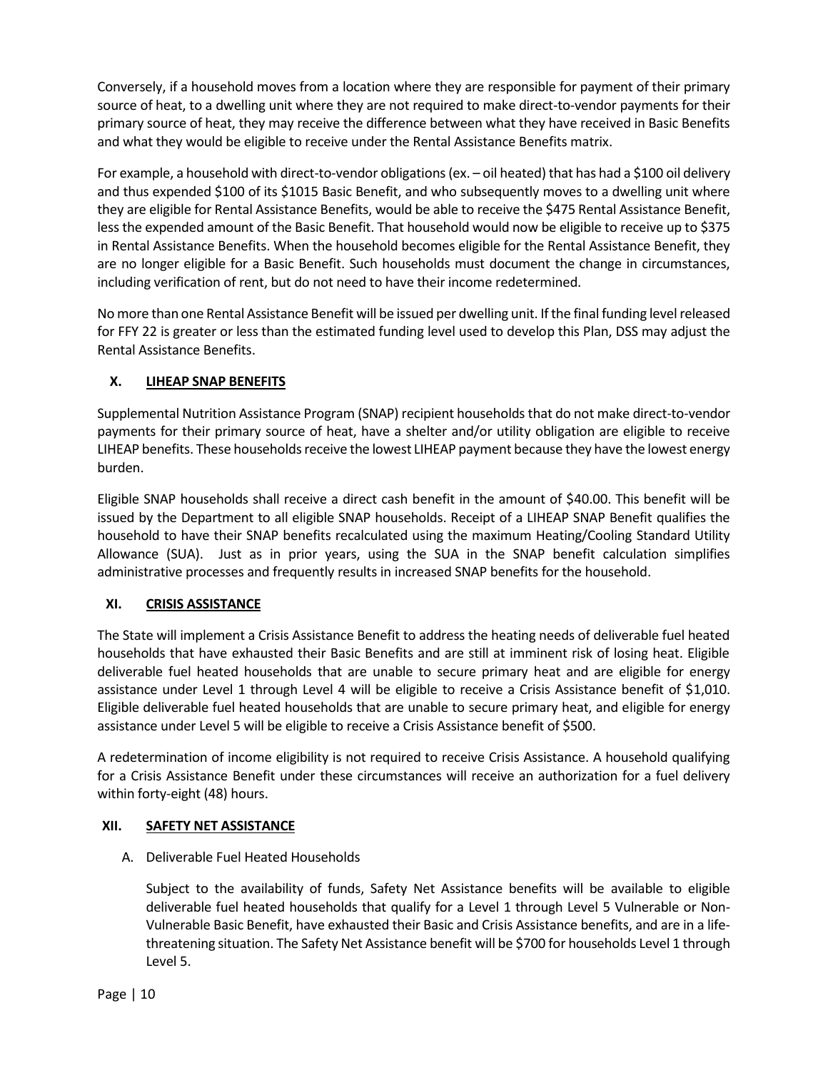Conversely, if a household moves from a location where they are responsible for payment of their primary source of heat, to a dwelling unit where they are not required to make direct-to-vendor payments for their primary source of heat, they may receive the difference between what they have received in Basic Benefits and what they would be eligible to receive under the Rental Assistance Benefits matrix.

For example, a household with direct-to-vendor obligations (ex. – oil heated) that has had a $100 oil delivery and thus expended $100 of its $1015 Basic Benefit, and who subsequently moves to a dwelling unit where they are eligible for Rental Assistance Benefits, would be able to receive the $475 Rental Assistance Benefit, less the expended amount of the Basic Benefit. That household would now be eligible to receive up to $375 in Rental Assistance Benefits. When the household becomes eligible for the Rental Assistance Benefit, they are no longer eligible for a Basic Benefit. Such households must document the change in circumstances, including verification of rent, but do not need to have their income redetermined.

No more than one Rental Assistance Benefit will be issued per dwelling unit. If the final funding level released for FFY 22 is greater or less than the estimated funding level used to develop this Plan, DSS may adjust the Rental Assistance Benefits.

## X. LIHEAP SNAP BENEFITS

Supplemental Nutrition Assistance Program (SNAP) recipient households that do not make direct-to-vendor payments for their primary source of heat, have a shelter and/or utility obligation are eligible to receive LIHEAP benefits. These households receive the lowest LIHEAP payment because they have the lowest energy burden.

Eligible SNAP households shall receive a direct cash benefit in the amount of $40.00. This benefit will be issued by the Department to all eligible SNAP households. Receipt of a LIHEAP SNAP Benefit qualifies the household to have their SNAP benefits recalculated using the maximum Heating/Cooling Standard Utility Allowance (SUA). Just as in prior years, using the SUA in the SNAP benefit calculation simplifies administrative processes and frequently results in increased SNAP benefits for the household.

## XI. CRISIS ASSISTANCE

The State will implement a Crisis Assistance Benefit to address the heating needs of deliverable fuel heated households that have exhausted their Basic Benefits and are still at imminent risk of losing heat. Eligible deliverable fuel heated households that are unable to secure primary heat and are eligible for energy assistance under Level 1 through Level 4 will be eligible to receive a Crisis Assistance benefit of $1,010. Eligible deliverable fuel heated households that are unable to secure primary heat, and eligible for energy assistance under Level 5 will be eligible to receive a Crisis Assistance benefit of $500.

A redetermination of income eligibility is not required to receive Crisis Assistance. A household qualifying for a Crisis Assistance Benefit under these circumstances will receive an authorization for a fuel delivery within forty-eight (48) hours.

## XII. SAFETY NET ASSISTANCE

A. Deliverable Fuel Heated Households

Subject to the availability of funds, Safety Net Assistance benefits will be available to eligible deliverable fuel heated households that qualify for a Level 1 through Level 5 Vulnerable or Non-Vulnerable Basic Benefit, have exhausted their Basic and Crisis Assistance benefits, and are in a life-threatening situation. The Safety Net Assistance benefit will be $700 for households Level 1 through Level 5.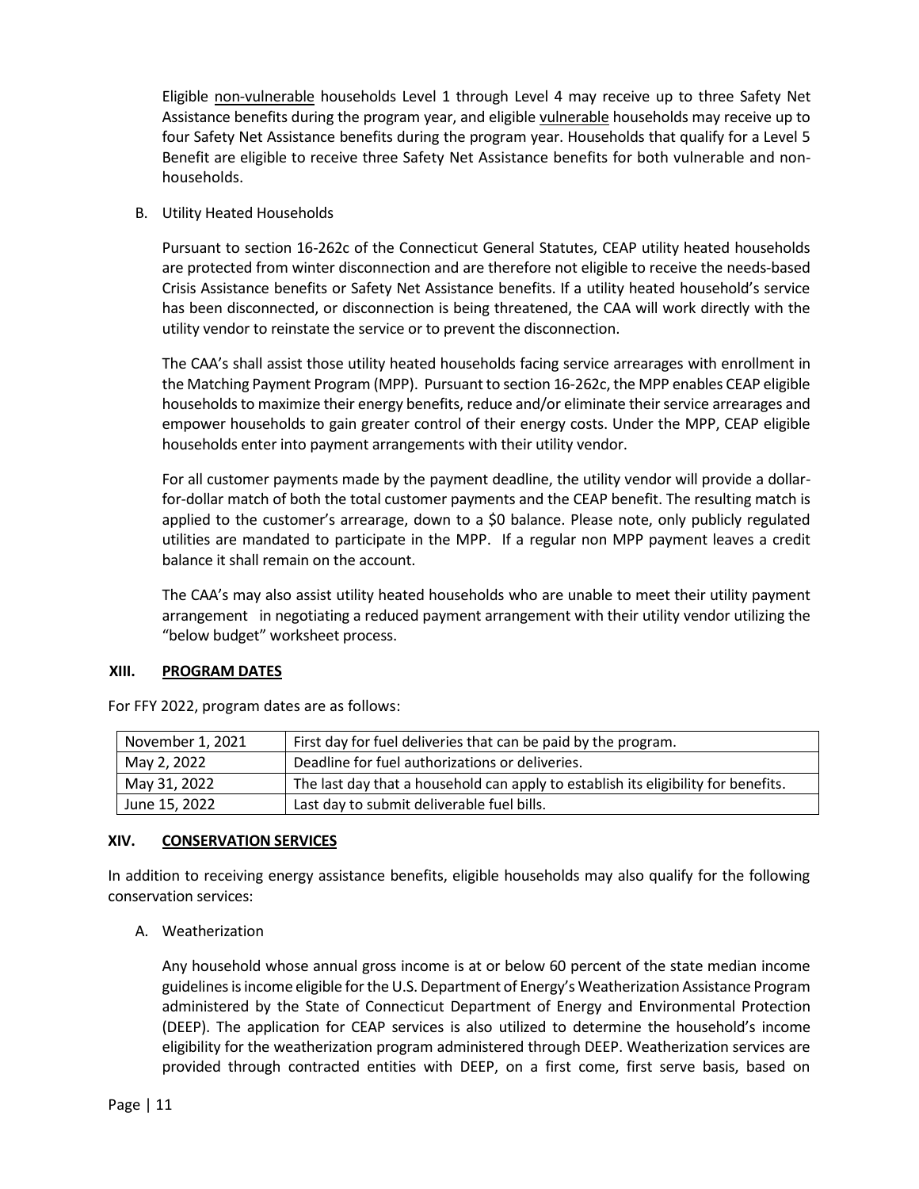Eligible non-vulnerable households Level 1 through Level 4 may receive up to three Safety Net Assistance benefits during the program year, and eligible vulnerable households may receive up to four Safety Net Assistance benefits during the program year. Households that qualify for a Level 5 Benefit are eligible to receive three Safety Net Assistance benefits for both vulnerable and non-households.

B. Utility Heated Households

Pursuant to section 16-262c of the Connecticut General Statutes, CEAP utility heated households are protected from winter disconnection and are therefore not eligible to receive the needs-based Crisis Assistance benefits or Safety Net Assistance benefits. If a utility heated household's service has been disconnected, or disconnection is being threatened, the CAA will work directly with the utility vendor to reinstate the service or to prevent the disconnection.

The CAA's shall assist those utility heated households facing service arrearages with enrollment in the Matching Payment Program (MPP). Pursuant to section 16-262c, the MPP enables CEAP eligible households to maximize their energy benefits, reduce and/or eliminate their service arrearages and empower households to gain greater control of their energy costs. Under the MPP, CEAP eligible households enter into payment arrangements with their utility vendor.

For all customer payments made by the payment deadline, the utility vendor will provide a dollar-for-dollar match of both the total customer payments and the CEAP benefit. The resulting match is applied to the customer's arrearage, down to a $0 balance. Please note, only publicly regulated utilities are mandated to participate in the MPP. If a regular non MPP payment leaves a credit balance it shall remain on the account.

The CAA's may also assist utility heated households who are unable to meet their utility payment arrangement in negotiating a reduced payment arrangement with their utility vendor utilizing the "below budget" worksheet process.

## XIII. PROGRAM DATES

For FFY 2022, program dates are as follows:

| Date | Description |
|---|---|
| November 1, 2021 | First day for fuel deliveries that can be paid by the program. |
| May 2, 2022 | Deadline for fuel authorizations or deliveries. |
| May 31, 2022 | The last day that a household can apply to establish its eligibility for benefits. |
| June 15, 2022 | Last day to submit deliverable fuel bills. |

## XIV. CONSERVATION SERVICES

In addition to receiving energy assistance benefits, eligible households may also qualify for the following conservation services:

A. Weatherization

Any household whose annual gross income is at or below 60 percent of the state median income guidelines is income eligible for the U.S. Department of Energy's Weatherization Assistance Program administered by the State of Connecticut Department of Energy and Environmental Protection (DEEP). The application for CEAP services is also utilized to determine the household's income eligibility for the weatherization program administered through DEEP. Weatherization services are provided through contracted entities with DEEP, on a first come, first serve basis, based on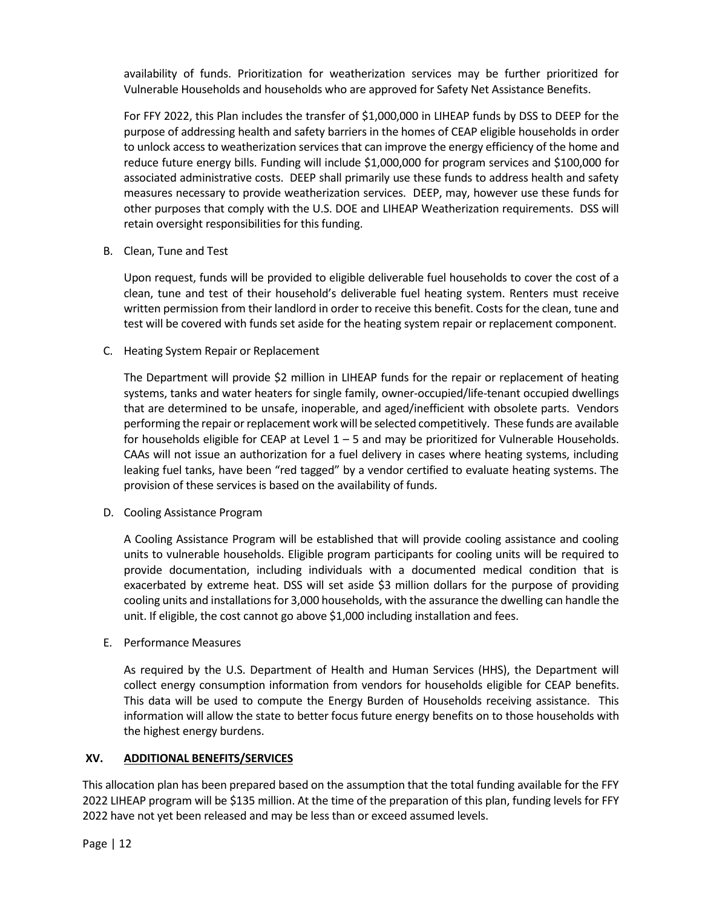availability of funds. Prioritization for weatherization services may be further prioritized for Vulnerable Households and households who are approved for Safety Net Assistance Benefits.

For FFY 2022, this Plan includes the transfer of $1,000,000 in LIHEAP funds by DSS to DEEP for the purpose of addressing health and safety barriers in the homes of CEAP eligible households in order to unlock access to weatherization services that can improve the energy efficiency of the home and reduce future energy bills. Funding will include $1,000,000 for program services and $100,000 for associated administrative costs. DEEP shall primarily use these funds to address health and safety measures necessary to provide weatherization services. DEEP, may, however use these funds for other purposes that comply with the U.S. DOE and LIHEAP Weatherization requirements. DSS will retain oversight responsibilities for this funding.

B. Clean, Tune and Test

Upon request, funds will be provided to eligible deliverable fuel households to cover the cost of a clean, tune and test of their household's deliverable fuel heating system. Renters must receive written permission from their landlord in order to receive this benefit. Costs for the clean, tune and test will be covered with funds set aside for the heating system repair or replacement component.

C. Heating System Repair or Replacement

The Department will provide $2 million in LIHEAP funds for the repair or replacement of heating systems, tanks and water heaters for single family, owner-occupied/life-tenant occupied dwellings that are determined to be unsafe, inoperable, and aged/inefficient with obsolete parts. Vendors performing the repair or replacement work will be selected competitively. These funds are available for households eligible for CEAP at Level 1 – 5 and may be prioritized for Vulnerable Households. CAAs will not issue an authorization for a fuel delivery in cases where heating systems, including leaking fuel tanks, have been "red tagged" by a vendor certified to evaluate heating systems. The provision of these services is based on the availability of funds.

D. Cooling Assistance Program

A Cooling Assistance Program will be established that will provide cooling assistance and cooling units to vulnerable households. Eligible program participants for cooling units will be required to provide documentation, including individuals with a documented medical condition that is exacerbated by extreme heat. DSS will set aside $3 million dollars for the purpose of providing cooling units and installations for 3,000 households, with the assurance the dwelling can handle the unit. If eligible, the cost cannot go above $1,000 including installation and fees.

E. Performance Measures

As required by the U.S. Department of Health and Human Services (HHS), the Department will collect energy consumption information from vendors for households eligible for CEAP benefits. This data will be used to compute the Energy Burden of Households receiving assistance. This information will allow the state to better focus future energy benefits on to those households with the highest energy burdens.

## XV. ADDITIONAL BENEFITS/SERVICES

This allocation plan has been prepared based on the assumption that the total funding available for the FFY 2022 LIHEAP program will be $135 million. At the time of the preparation of this plan, funding levels for FFY 2022 have not yet been released and may be less than or exceed assumed levels.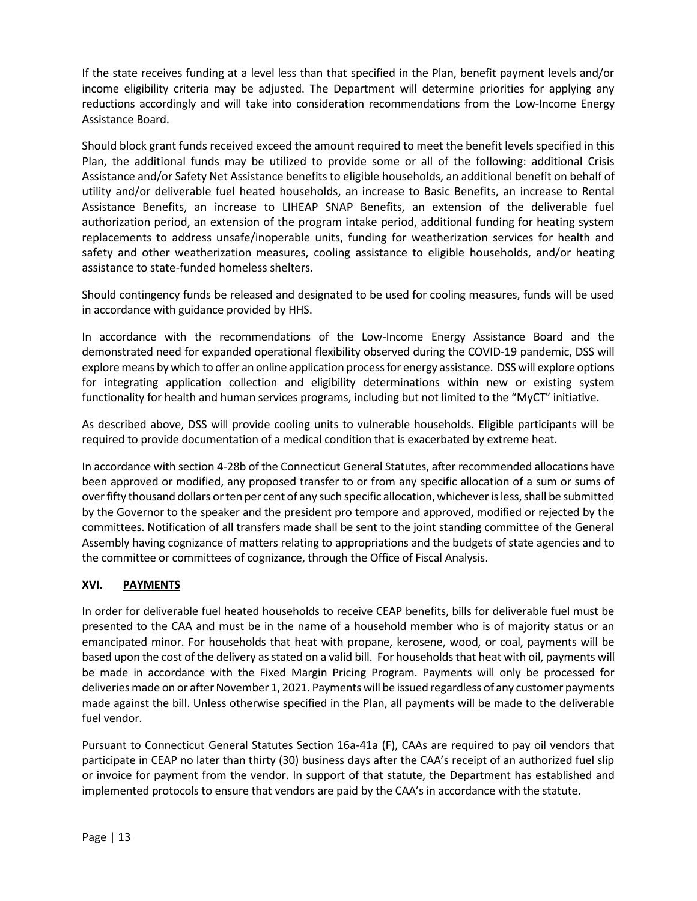If the state receives funding at a level less than that specified in the Plan, benefit payment levels and/or income eligibility criteria may be adjusted. The Department will determine priorities for applying any reductions accordingly and will take into consideration recommendations from the Low-Income Energy Assistance Board.

Should block grant funds received exceed the amount required to meet the benefit levels specified in this Plan, the additional funds may be utilized to provide some or all of the following: additional Crisis Assistance and/or Safety Net Assistance benefits to eligible households, an additional benefit on behalf of utility and/or deliverable fuel heated households, an increase to Basic Benefits, an increase to Rental Assistance Benefits, an increase to LIHEAP SNAP Benefits, an extension of the deliverable fuel authorization period, an extension of the program intake period, additional funding for heating system replacements to address unsafe/inoperable units, funding for weatherization services for health and safety and other weatherization measures, cooling assistance to eligible households, and/or heating assistance to state-funded homeless shelters.

Should contingency funds be released and designated to be used for cooling measures, funds will be used in accordance with guidance provided by HHS.

In accordance with the recommendations of the Low-Income Energy Assistance Board and the demonstrated need for expanded operational flexibility observed during the COVID-19 pandemic, DSS will explore means by which to offer an online application process for energy assistance. DSS will explore options for integrating application collection and eligibility determinations within new or existing system functionality for health and human services programs, including but not limited to the "MyCT" initiative.

As described above, DSS will provide cooling units to vulnerable households. Eligible participants will be required to provide documentation of a medical condition that is exacerbated by extreme heat.

In accordance with section 4-28b of the Connecticut General Statutes, after recommended allocations have been approved or modified, any proposed transfer to or from any specific allocation of a sum or sums of over fifty thousand dollars or ten per cent of any such specific allocation, whichever is less, shall be submitted by the Governor to the speaker and the president pro tempore and approved, modified or rejected by the committees. Notification of all transfers made shall be sent to the joint standing committee of the General Assembly having cognizance of matters relating to appropriations and the budgets of state agencies and to the committee or committees of cognizance, through the Office of Fiscal Analysis.

## XVI. PAYMENTS

In order for deliverable fuel heated households to receive CEAP benefits, bills for deliverable fuel must be presented to the CAA and must be in the name of a household member who is of majority status or an emancipated minor. For households that heat with propane, kerosene, wood, or coal, payments will be based upon the cost of the delivery as stated on a valid bill. For households that heat with oil, payments will be made in accordance with the Fixed Margin Pricing Program. Payments will only be processed for deliveries made on or after November 1, 2021. Payments will be issued regardless of any customer payments made against the bill. Unless otherwise specified in the Plan, all payments will be made to the deliverable fuel vendor.

Pursuant to Connecticut General Statutes Section 16a-41a (F), CAAs are required to pay oil vendors that participate in CEAP no later than thirty (30) business days after the CAA's receipt of an authorized fuel slip or invoice for payment from the vendor. In support of that statute, the Department has established and implemented protocols to ensure that vendors are paid by the CAA's in accordance with the statute.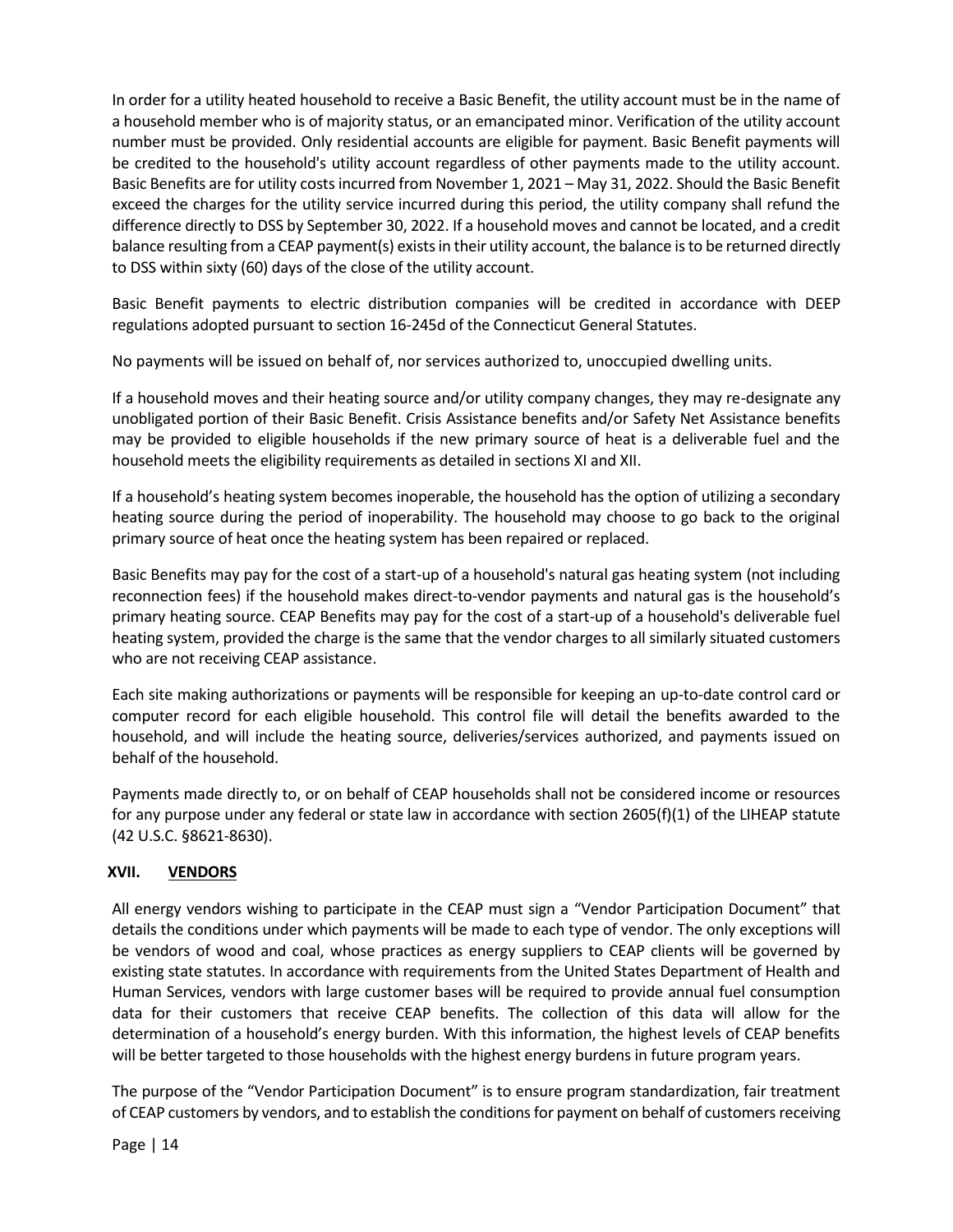In order for a utility heated household to receive a Basic Benefit, the utility account must be in the name of a household member who is of majority status, or an emancipated minor. Verification of the utility account number must be provided. Only residential accounts are eligible for payment. Basic Benefit payments will be credited to the household's utility account regardless of other payments made to the utility account. Basic Benefits are for utility costs incurred from November 1, 2021 – May 31, 2022. Should the Basic Benefit exceed the charges for the utility service incurred during this period, the utility company shall refund the difference directly to DSS by September 30, 2022. If a household moves and cannot be located, and a credit balance resulting from a CEAP payment(s) exists in their utility account, the balance is to be returned directly to DSS within sixty (60) days of the close of the utility account.

Basic Benefit payments to electric distribution companies will be credited in accordance with DEEP regulations adopted pursuant to section 16-245d of the Connecticut General Statutes.

No payments will be issued on behalf of, nor services authorized to, unoccupied dwelling units.

If a household moves and their heating source and/or utility company changes, they may re-designate any unobligated portion of their Basic Benefit. Crisis Assistance benefits and/or Safety Net Assistance benefits may be provided to eligible households if the new primary source of heat is a deliverable fuel and the household meets the eligibility requirements as detailed in sections XI and XII.

If a household's heating system becomes inoperable, the household has the option of utilizing a secondary heating source during the period of inoperability. The household may choose to go back to the original primary source of heat once the heating system has been repaired or replaced.

Basic Benefits may pay for the cost of a start-up of a household's natural gas heating system (not including reconnection fees) if the household makes direct-to-vendor payments and natural gas is the household's primary heating source. CEAP Benefits may pay for the cost of a start-up of a household's deliverable fuel heating system, provided the charge is the same that the vendor charges to all similarly situated customers who are not receiving CEAP assistance.

Each site making authorizations or payments will be responsible for keeping an up-to-date control card or computer record for each eligible household. This control file will detail the benefits awarded to the household, and will include the heating source, deliveries/services authorized, and payments issued on behalf of the household.

Payments made directly to, or on behalf of CEAP households shall not be considered income or resources for any purpose under any federal or state law in accordance with section 2605(f)(1) of the LIHEAP statute (42 U.S.C. §8621-8630).

## XVII. VENDORS

All energy vendors wishing to participate in the CEAP must sign a "Vendor Participation Document" that details the conditions under which payments will be made to each type of vendor. The only exceptions will be vendors of wood and coal, whose practices as energy suppliers to CEAP clients will be governed by existing state statutes. In accordance with requirements from the United States Department of Health and Human Services, vendors with large customer bases will be required to provide annual fuel consumption data for their customers that receive CEAP benefits. The collection of this data will allow for the determination of a household's energy burden. With this information, the highest levels of CEAP benefits will be better targeted to those households with the highest energy burdens in future program years.

The purpose of the "Vendor Participation Document" is to ensure program standardization, fair treatment of CEAP customers by vendors, and to establish the conditions for payment on behalf of customers receiving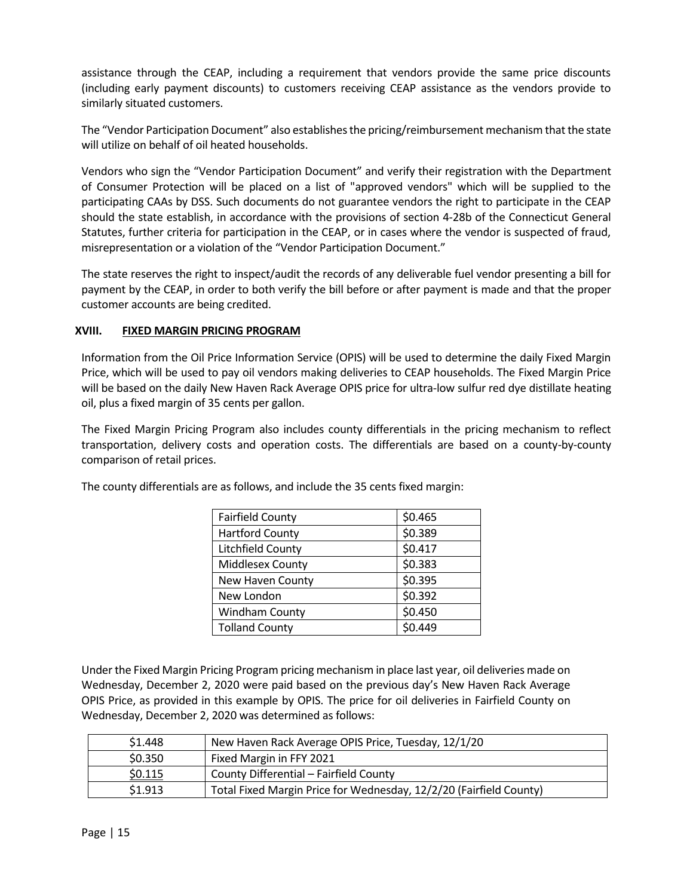assistance through the CEAP, including a requirement that vendors provide the same price discounts (including early payment discounts) to customers receiving CEAP assistance as the vendors provide to similarly situated customers.

The "Vendor Participation Document" also establishes the pricing/reimbursement mechanism that the state will utilize on behalf of oil heated households.

Vendors who sign the "Vendor Participation Document" and verify their registration with the Department of Consumer Protection will be placed on a list of "approved vendors" which will be supplied to the participating CAAs by DSS. Such documents do not guarantee vendors the right to participate in the CEAP should the state establish, in accordance with the provisions of section 4-28b of the Connecticut General Statutes, further criteria for participation in the CEAP, or in cases where the vendor is suspected of fraud, misrepresentation or a violation of the "Vendor Participation Document."

The state reserves the right to inspect/audit the records of any deliverable fuel vendor presenting a bill for payment by the CEAP, in order to both verify the bill before or after payment is made and that the proper customer accounts are being credited.

## XVIII. FIXED MARGIN PRICING PROGRAM

Information from the Oil Price Information Service (OPIS) will be used to determine the daily Fixed Margin Price, which will be used to pay oil vendors making deliveries to CEAP households. The Fixed Margin Price will be based on the daily New Haven Rack Average OPIS price for ultra-low sulfur red dye distillate heating oil, plus a fixed margin of 35 cents per gallon.

The Fixed Margin Pricing Program also includes county differentials in the pricing mechanism to reflect transportation, delivery costs and operation costs. The differentials are based on a county-by-county comparison of retail prices.

The county differentials are as follows, and include the 35 cents fixed margin:

| | |
|---|---|
| Fairfield County | $0.465 |
| Hartford County | $0.389 |
| Litchfield County | $0.417 |
| Middlesex County | $0.383 |
| New Haven County | $0.395 |
| New London | $0.392 |
| Windham County | $0.450 |
| Tolland County | $0.449 |

Under the Fixed Margin Pricing Program pricing mechanism in place last year, oil deliveries made on Wednesday, December 2, 2020 were paid based on the previous day's New Haven Rack Average OPIS Price, as provided in this example by OPIS. The price for oil deliveries in Fairfield County on Wednesday, December 2, 2020 was determined as follows:

| | |
|---|---|
| $1.448 | New Haven Rack Average OPIS Price, Tuesday, 12/1/20 |
| $0.350 | Fixed Margin in FFY 2021 |
| $0.115 | County Differential – Fairfield County |
| $1.913 | Total Fixed Margin Price for Wednesday, 12/2/20 (Fairfield County) |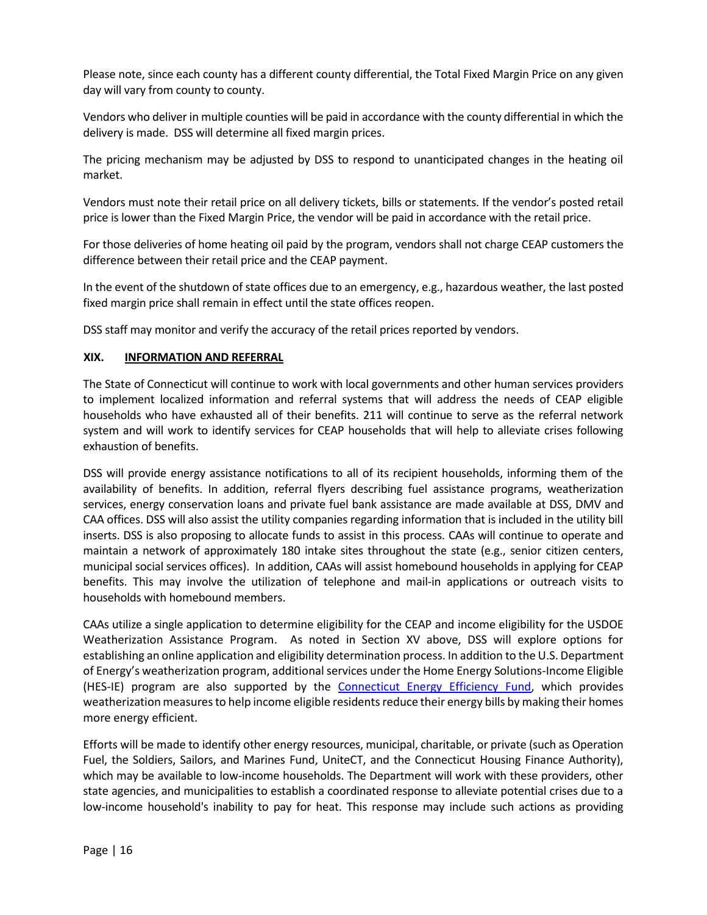Please note, since each county has a different county differential, the Total Fixed Margin Price on any given day will vary from county to county.

Vendors who deliver in multiple counties will be paid in accordance with the county differential in which the delivery is made. DSS will determine all fixed margin prices.

The pricing mechanism may be adjusted by DSS to respond to unanticipated changes in the heating oil market.

Vendors must note their retail price on all delivery tickets, bills or statements. If the vendor's posted retail price is lower than the Fixed Margin Price, the vendor will be paid in accordance with the retail price.

For those deliveries of home heating oil paid by the program, vendors shall not charge CEAP customers the difference between their retail price and the CEAP payment.

In the event of the shutdown of state offices due to an emergency, e.g., hazardous weather, the last posted fixed margin price shall remain in effect until the state offices reopen.

DSS staff may monitor and verify the accuracy of the retail prices reported by vendors.

## XIX. INFORMATION AND REFERRAL

The State of Connecticut will continue to work with local governments and other human services providers to implement localized information and referral systems that will address the needs of CEAP eligible households who have exhausted all of their benefits. 211 will continue to serve as the referral network system and will work to identify services for CEAP households that will help to alleviate crises following exhaustion of benefits.

DSS will provide energy assistance notifications to all of its recipient households, informing them of the availability of benefits. In addition, referral flyers describing fuel assistance programs, weatherization services, energy conservation loans and private fuel bank assistance are made available at DSS, DMV and CAA offices. DSS will also assist the utility companies regarding information that is included in the utility bill inserts. DSS is also proposing to allocate funds to assist in this process. CAAs will continue to operate and maintain a network of approximately 180 intake sites throughout the state (e.g., senior citizen centers, municipal social services offices). In addition, CAAs will assist homebound households in applying for CEAP benefits. This may involve the utilization of telephone and mail-in applications or outreach visits to households with homebound members.

CAAs utilize a single application to determine eligibility for the CEAP and income eligibility for the USDOE Weatherization Assistance Program. As noted in Section XV above, DSS will explore options for establishing an online application and eligibility determination process. In addition to the U.S. Department of Energy's weatherization program, additional services under the Home Energy Solutions-Income Eligible (HES-IE) program are also supported by the Connecticut Energy Efficiency Fund, which provides weatherization measures to help income eligible residents reduce their energy bills by making their homes more energy efficient.

Efforts will be made to identify other energy resources, municipal, charitable, or private (such as Operation Fuel, the Soldiers, Sailors, and Marines Fund, UniteCT, and the Connecticut Housing Finance Authority), which may be available to low-income households. The Department will work with these providers, other state agencies, and municipalities to establish a coordinated response to alleviate potential crises due to a low-income household's inability to pay for heat. This response may include such actions as providing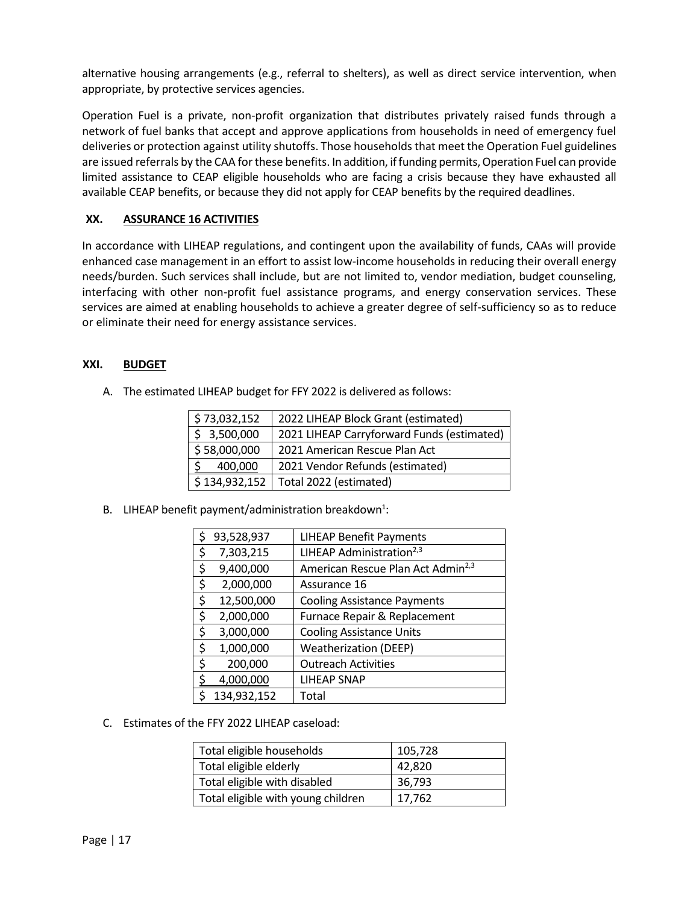alternative housing arrangements (e.g., referral to shelters), as well as direct service intervention, when appropriate, by protective services agencies.

Operation Fuel is a private, non-profit organization that distributes privately raised funds through a network of fuel banks that accept and approve applications from households in need of emergency fuel deliveries or protection against utility shutoffs. Those households that meet the Operation Fuel guidelines are issued referrals by the CAA for these benefits. In addition, if funding permits, Operation Fuel can provide limited assistance to CEAP eligible households who are facing a crisis because they have exhausted all available CEAP benefits, or because they did not apply for CEAP benefits by the required deadlines.

## XX. ASSURANCE 16 ACTIVITIES

In accordance with LIHEAP regulations, and contingent upon the availability of funds, CAAs will provide enhanced case management in an effort to assist low-income households in reducing their overall energy needs/burden. Such services shall include, but are not limited to, vendor mediation, budget counseling, interfacing with other non-profit fuel assistance programs, and energy conservation services. These services are aimed at enabling households to achieve a greater degree of self-sufficiency so as to reduce or eliminate their need for energy assistance services.

## XXI. BUDGET

A. The estimated LIHEAP budget for FFY 2022 is delivered as follows:

| | |
|---|---|
| $ 73,032,152 | 2022 LIHEAP Block Grant (estimated) |
| $ 3,500,000 | 2021 LIHEAP Carryforward Funds (estimated) |
| $ 58,000,000 | 2021 American Rescue Plan Act |
| $ 400,000 | 2021 Vendor Refunds (estimated) |
| $ 134,932,152 | Total 2022 (estimated) |

B. LIHEAP benefit payment/administration breakdown[1]:

| | |
|---|---|
| $ 93,528,937 | LIHEAP Benefit Payments |
| $ 7,303,215 | LIHEAP Administration[2,3] |
| $ 9,400,000 | American Rescue Plan Act Admin[2,3] |
| $ 2,000,000 | Assurance 16 |
| $ 12,500,000 | Cooling Assistance Payments |
| $ 2,000,000 | Furnace Repair & Replacement |
| $ 3,000,000 | Cooling Assistance Units |
| $ 1,000,000 | Weatherization (DEEP) |
| $ 200,000 | Outreach Activities |
| $ 4,000,000 | LIHEAP SNAP |
| $ 134,932,152 | Total |

C. Estimates of the FFY 2022 LIHEAP caseload:

| | |
|---|---|
| Total eligible households | 105,728 |
| Total eligible elderly | 42,820 |
| Total eligible with disabled | 36,793 |
| Total eligible with young children | 17,762 |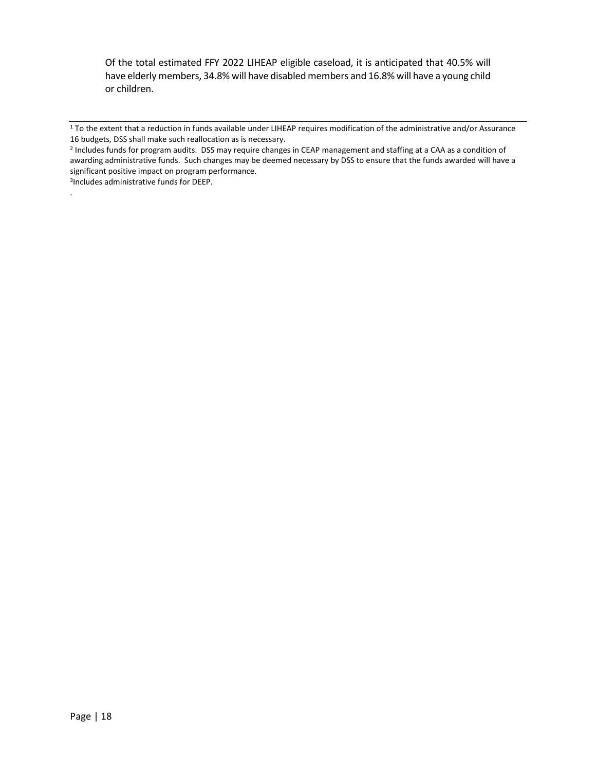Of the total estimated FFY 2022 LIHEAP eligible caseload, it is anticipated that 40.5% will have elderly members, 34.8% will have disabled members and 16.8% will have a young child or children.

---

[1] To the extent that a reduction in funds available under LIHEAP requires modification of the administrative and/or Assurance 16 budgets, DSS shall make such reallocation as is necessary.

[2] Includes funds for program audits. DSS may require changes in CEAP management and staffing at a CAA as a condition of awarding administrative funds. Such changes may be deemed necessary by DSS to ensure that the funds awarded will have a significant positive impact on program performance.

[3] Includes administrative funds for DEEP.